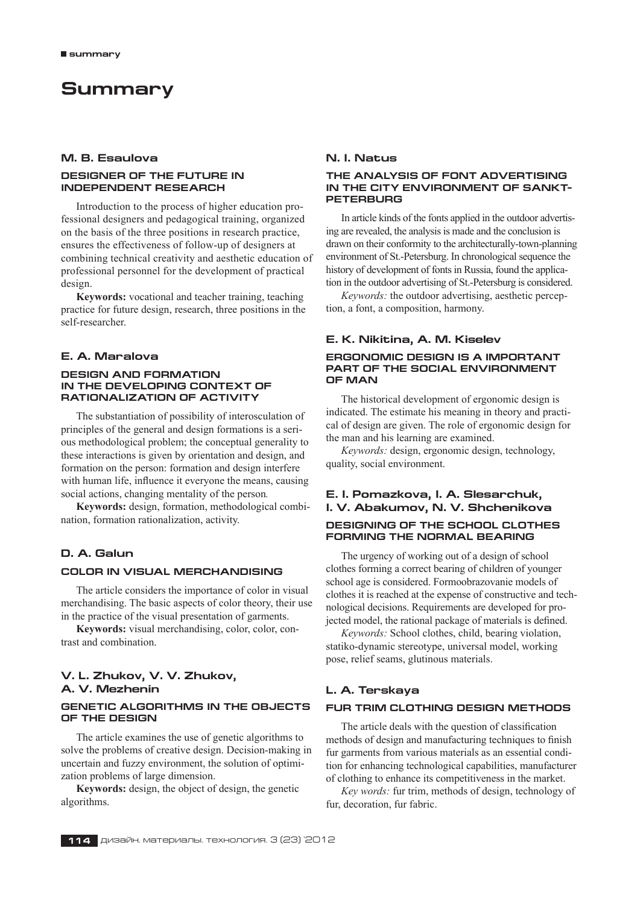# Summary

### M. B. Esaulova

#### DESIGNER OF THE FUTURE IN INDEPENDENT RESEARCH

Introduction to the process of higher education professional designers and pedagogical training, organized on the basis of the three positions in research practice, ensures the effectiveness of follow-up of designers at combining technical creativity and aesthetic education of professional personnel for the development of practical design.

**Keywords:** vocational and teacher training, teaching practice for future design, research, three positions in the self-researcher.

### E. A. Maralova

#### DESIGN AND FORMATION IN THE DEVELOPING CONTEXT OF RATIONALIZATION OF ACTIVITY

The substantiation of possibility of interosculation of principles of the general and design formations is a serious methodological problem; the conceptual generality to these interactions is given by orientation and design, and formation on the person: formation and design interfere with human life, influence it everyone the means, causing social actions, changing mentality of the person.

**Keywords:** design, formation, methodological combination, formation rationalization, activity.

### D. A. Galun

#### COLOR IN VISUAL MERCHANDISING

The article considers the importance of color in visual merchandising. The basic aspects of color theory, their use in the practice of the visual presentation of garments.

**Keywords:** visual merchandising, color, color, contrast and combination.

### V. L. Zhukov, V. V. Zhukov, A. V. Mezhenin

#### GENETIC ALGORITHMS IN THE OBJECTS OF THE DESIGN

The article examines the use of genetic algorithms to solve the problems of creative design. Decision-making in uncertain and fuzzy environment, the solution of optimization problems of large dimension.

**Keywords:** design, the object of design, the genetic algorithms.

### N. I. Natus

#### THE ANALYSIS OF FONT ADVERTISING IN THE CITY ENVIRONMENT OF SANKT-PETERBURG

In article kinds of the fonts applied in the outdoor advertising are revealed, the analysis is made and the conclusion is drawn on their conformity to the architecturally-town-planning environment of St.-Petersburg. In chronological sequence the history of development of fonts in Russia, found the application in the outdoor advertising of St.-Petersburg is considered.

*Keywords:* the outdoor advertising, aesthetic perception, a font, a composition, harmony.

### E. K. Nikitina, A. M. Kiselev

#### ERGONOMIC DESIGN IS A IMPORTANT PART OF THE SOCIAL ENVIRONMENT OF MAN

The historical development of ergonomic design is indicated. The estimate his meaning in theory and practical of design are given. The role of ergonomic design for the man and his learning are examined.

*Keywords:* design, ergonomic design, technology, quality, social environment.

### E. I. Pomazkova, I. A. Slesarchuk, I. V. Abakumov, N. V. Shchenikova

#### DESIGNING OF THE SCHOOL CLOTHES FORMING THE NORMAL BEARING

The urgency of working out of a design of school clothes forming a correct bearing of children of younger school age is considered. Formoobrazovanie models of clothes it is reached at the expense of constructive and technological decisions. Requirements are developed for projected model, the rational package of materials is defined.

*Keywords:* School clothes, child, bearing violation, statiko-dynamic stereotype, universal model, working pose, relief seams, glutinous materials.

### L. A. Terskaya

#### FUR TRIM CLOTHING DESIGN METHODS

The article deals with the question of classification methods of design and manufacturing techniques to finish fur garments from various materials as an essential condition for enhancing technological capabilities, manufacturer of clothing to enhance its competitiveness in the market.

*Key words:* fur trim, methods of design, technology of fur, decoration, fur fabric.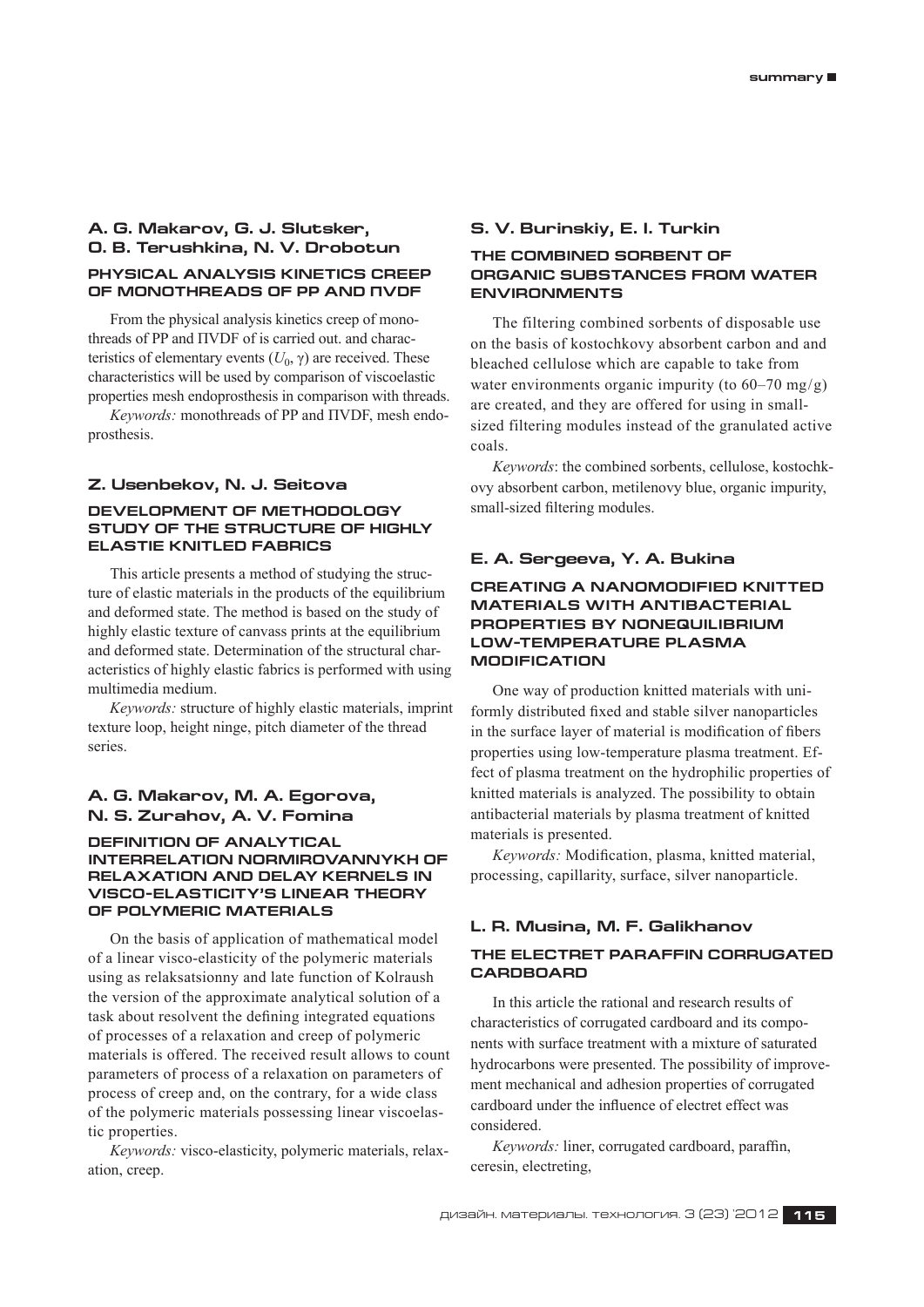### A. G. Makarov, G. J. Slutsker, O. B. Terushkina, N. V. Drobotun

#### PHYSICAL ANALYSIS KINETICS CREEP OF MONOTHREADS OF PP AND ΠVDF

From the physical analysis kinetics creep of monothreads of PP and ΠVDF of is carried out. and characteristics of elementary events ($U_0$, $\gamma$) are received. These characteristics will be used by comparison of viscoelastic properties mesh endoprosthesis in comparison with threads.

*Keywords:* monothreads of PP and ΠVDF, mesh endoprosthesis.

### Z. Usenbekov, N. J. Seitova

#### DEVELOPMENT OF METHODOLOGY STUDY OF THE STRUCTURE OF HIGHLY ELASTIE KNITLED FABRICS

This article presents a method of studying the structure of elastic materials in the products of the equilibrium and deformed state. The method is based on the study of highly elastic texture of canvass prints at the equilibrium and deformed state. Determination of the structural characteristics of highly elastic fabrics is performed with using multimedia medium.

*Keywords:* structure of highly elastic materials, imprint texture loop, height ninge, pitch diameter of the thread series.

### A. G. Makarov, M. A. Egorova, N. S. Zurahov, A. V. Fomina

#### DEFINITION OF ANALYTICAL INTERRELATION NORMIROVANNYKH OF RELAXATION AND DELAY KERNELS IN VISCO-ELASTICITY'S LINEAR THEORY OF POLYMERIC MATERIALS

On the basis of application of mathematical model of a linear visco-elasticity of the polymeric materials using as relaksatsionny and late function of Kolraush the version of the approximate analytical solution of a task about resolvent the defining integrated equations of processes of a relaxation and creep of polymeric materials is offered. The received result allows to count parameters of process of a relaxation on parameters of process of creep and, on the contrary, for a wide class of the polymeric materials possessing linear viscoelastic properties.

*Keywords:* visco-elasticity, polymeric materials, relaxation, creep.

### S. V. Burinskiy, E. I. Turkin

#### THE COMBINED SORBENT OF ORGANIC SUBSTANCES FROM WATER ENVIRONMENTS

The filtering combined sorbents of disposable use on the basis of kostochkovy absorbent carbon and and bleached cellulose which are capable to take from water environments organic impurity (to 60–70 mg/g) are created, and they are offered for using in small-sized filtering modules instead of the granulated active coals.

*Keywords*: the combined sorbents, cellulose, kostochkovy absorbent carbon, metilenovy blue, organic impurity, small-sized filtering modules.

### E. A. Sergeeva, Y. A. Bukina

#### CREATING A NANOMODIFIED KNITTED MATERIALS WITH ANTIBACTERIAL PROPERTIES BY NONEQUILIBRIUM LOW-TEMPERATURE PLASMA MODIFICATION

One way of production knitted materials with uniformly distributed fixed and stable silver nanoparticles in the surface layer of material is modification of fibers properties using low-temperature plasma treatment. Effect of plasma treatment on the hydrophilic properties of knitted materials is analyzed. The possibility to obtain antibacterial materials by plasma treatment of knitted materials is presented.

*Keywords:* Modification, plasma, knitted material, processing, capillarity, surface, silver nanoparticle.

### L. R. Musina, M. F. Galikhanov

#### THE ELECTRET PARAFFIN CORRUGATED CARDBOARD

In this article the rational and research results of characteristics of corrugated cardboard and its components with surface treatment with a mixture of saturated hydrocarbons were presented. The possibility of improvement mechanical and adhesion properties of corrugated cardboard under the influence of electret effect was considered.

*Keywords:* liner, corrugated cardboard, paraffin, ceresin, electreting,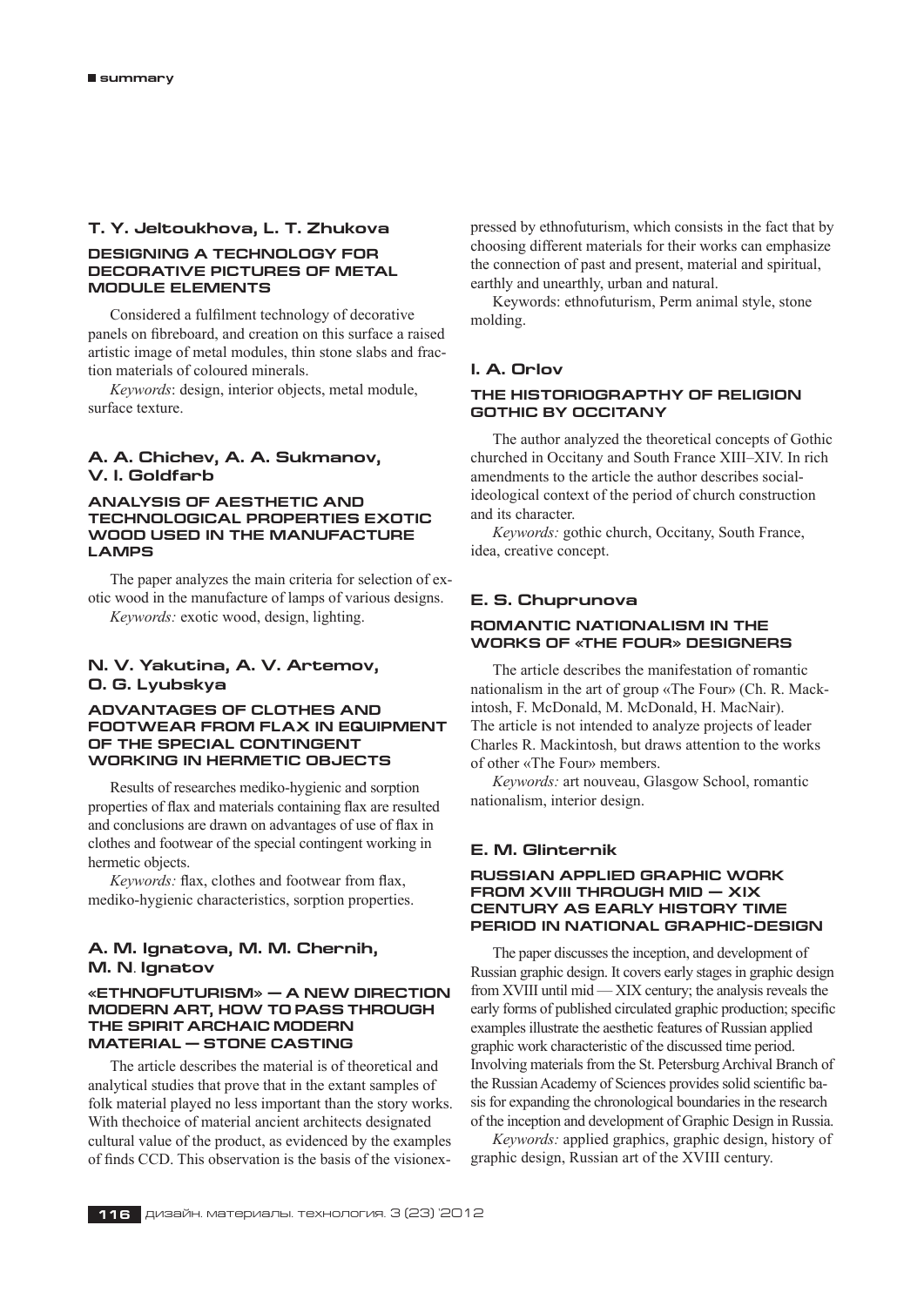## T. Y. Jeltoukhova, L. T. Zhukova

### DESIGNING A TECHNOLOGY FOR DECORATIVE PICTURES OF METAL MODULE ELEMENTS

Considered a fulfilment technology of decorative panels on fibreboard, and creation on this surface a raised artistic image of metal modules, thin stone slabs and fraction materials of coloured minerals.

*Keywords*: design, interior objects, metal module, surface texture.

## A. A. Chichev, A. A. Sukmanov, V. I. Goldfarb

### ANALYSIS OF AESTHETIC AND TECHNOLOGICAL PROPERTIES EXOTIC WOOD USED IN THE MANUFACTURE LAMPS

The paper analyzes the main criteria for selection of exotic wood in the manufacture of lamps of various designs.

*Keywords:* exotic wood, design, lighting.

## N. V. Yakutina, A. V. Artemov, O. G. Lyubskya

### ADVANTAGES OF CLOTHES AND FOOTWEAR FROM FLAX IN EQUIPMENT OF THE SPECIAL CONTINGENT WORKING IN HERMETIC OBJECTS

Results of researches mediko-hygienic and sorption properties of flax and materials containing flax are resulted and conclusions are drawn on advantages of use of flax in clothes and footwear of the special contingent working in hermetic objects.

*Keywords:* flax, clothes and footwear from flax, mediko-hygienic characteristics, sorption properties.

## A. M. Ignatova, M. M. Chernih, M. N. Ignatov

### «ETHNOFUTURISM» — A NEW DIRECTION MODERN ART, HOW TO PASS THROUGH THE SPIRIT ARCHAIC MODERN MATERIAL — STONE CASTING

The article describes the material is of theoretical and analytical studies that prove that in the extant samples of folk material played no less important than the story works. With thechoice of material ancient architects designated cultural value of the product, as evidenced by the examples of finds CCD. This observation is the basis of the visionexpressed by ethnofuturism, which consists in the fact that by choosing different materials for their works can emphasize the connection of past and present, material and spiritual, earthly and unearthly, urban and natural.

Keywords: ethnofuturism, Perm animal style, stone molding.

## I. A. Orlov

### THE HISTORIOGRAPTHY OF RELIGION GOTHIC BY OCCITANY

The author analyzed the theoretical concepts of Gothic churched in Occitany and South France XIII–XIV. In rich amendments to the article the author describes social-ideological context of the period of church construction and its character.

*Keywords:* gothic church, Occitany, South France, idea, creative concept.

## E. S. Chuprunova

### ROMANTIC NATIONALISM IN THE WORKS OF «THE FOUR» DESIGNERS

The article describes the manifestation of romantic nationalism in the art of group «The Four» (Ch. R. Mackintosh, F. McDonald, M. McDonald, H. MacNair). The article is not intended to analyze projects of leader Charles R. Mackintosh, but draws attention to the works of other «The Four» members.

*Keywords:* art nouveau, Glasgow School, romantic nationalism, interior design.

## E. M. Glinternik

### RUSSIAN APPLIED GRAPHIC WORK FROM XVIII THROUGH MID — XIX CENTURY AS EARLY HISTORY TIME PERIOD IN NATIONAL GRAPHIC-DESIGN

The paper discusses the inception, and development of Russian graphic design. It covers early stages in graphic design from XVIII until mid — XIX century; the analysis reveals the early forms of published circulated graphic production; specific examples illustrate the aesthetic features of Russian applied graphic work characteristic of the discussed time period. Involving materials from the St. Petersburg Archival Branch of the Russian Academy of Sciences provides solid scientific basis for expanding the chronological boundaries in the research of the inception and development of Graphic Design in Russia.

*Keywords:* applied graphics, graphic design, history of graphic design, Russian art of the XVIII century.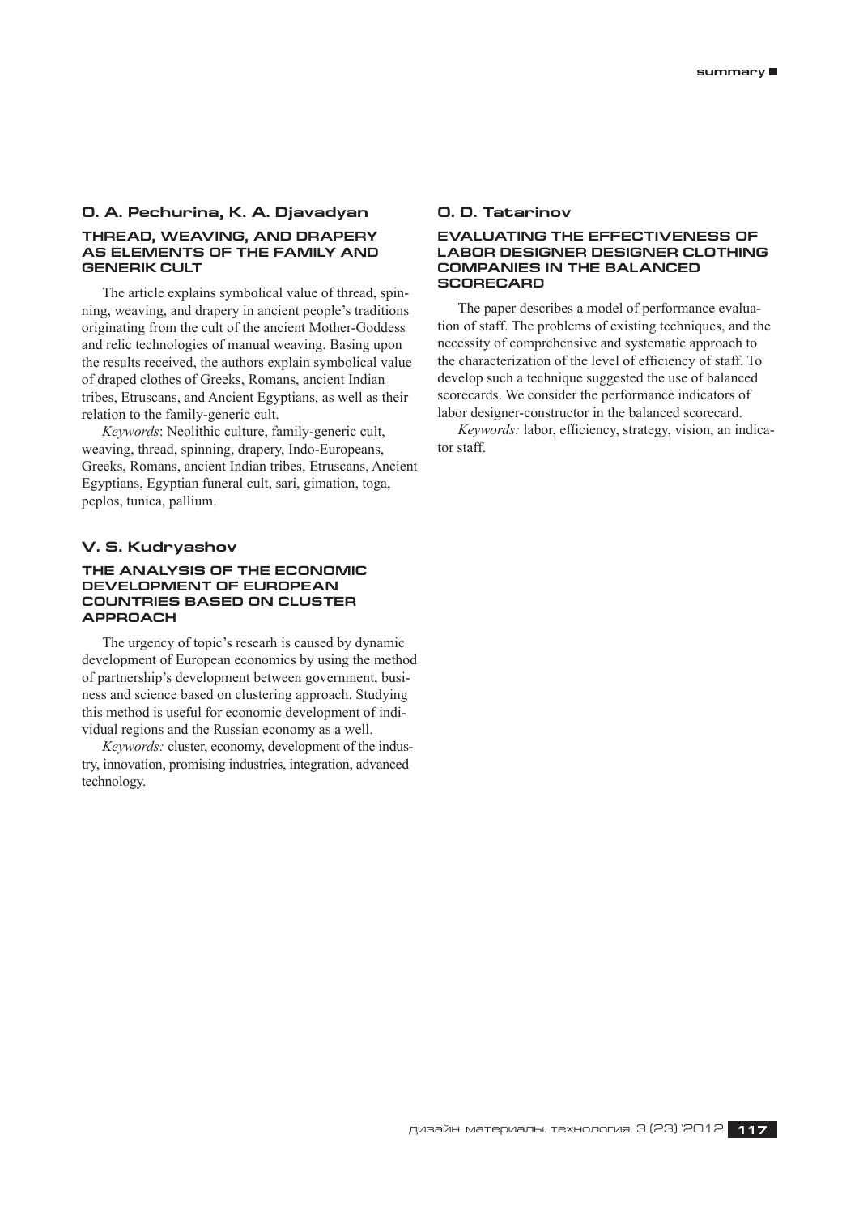## O. A. Pechurina, K. A. Djavadyan

### THREAD, WEAVING, AND DRAPERY AS ELEMENTS OF THE FAMILY AND GENERIK CULT

The article explains symbolical value of thread, spinning, weaving, and drapery in ancient people's traditions originating from the cult of the ancient Mother-Goddess and relic technologies of manual weaving. Basing upon the results received, the authors explain symbolical value of draped clothes of Greeks, Romans, ancient Indian tribes, Etruscans, and Ancient Egyptians, as well as their relation to the family-generic cult.

*Keywords*: Neolithic culture, family-generic cult, weaving, thread, spinning, drapery, Indo-Europeans, Greeks, Romans, ancient Indian tribes, Etruscans, Ancient Egyptians, Egyptian funeral cult, sari, gimation, toga, peplos, tunica, pallium.

## V. S. Kudryashov

### THE ANALYSIS OF THE ECONOMIC DEVELOPMENT OF EUROPEAN COUNTRIES BASED ON CLUSTER APPROACH

The urgency of topic's researh is caused by dynamic development of European economics by using the method of partnership's development between government, business and science based on clustering approach. Studying this method is useful for economic development of individual regions and the Russian economy as a well.

*Keywords:* cluster, economy, development of the industry, innovation, promising industries, integration, advanced technology.

## O. D. Tatarinov

### EVALUATING THE EFFECTIVENESS OF LABOR DESIGNER DESIGNER CLOTHING COMPANIES IN THE BALANCED SCORECARD

The paper describes a model of performance evaluation of staff. The problems of existing techniques, and the necessity of comprehensive and systematic approach to the characterization of the level of efficiency of staff. To develop such a technique suggested the use of balanced scorecards. We consider the performance indicators of labor designer-constructor in the balanced scorecard.

*Keywords:* labor, efficiency, strategy, vision, an indicator staff.